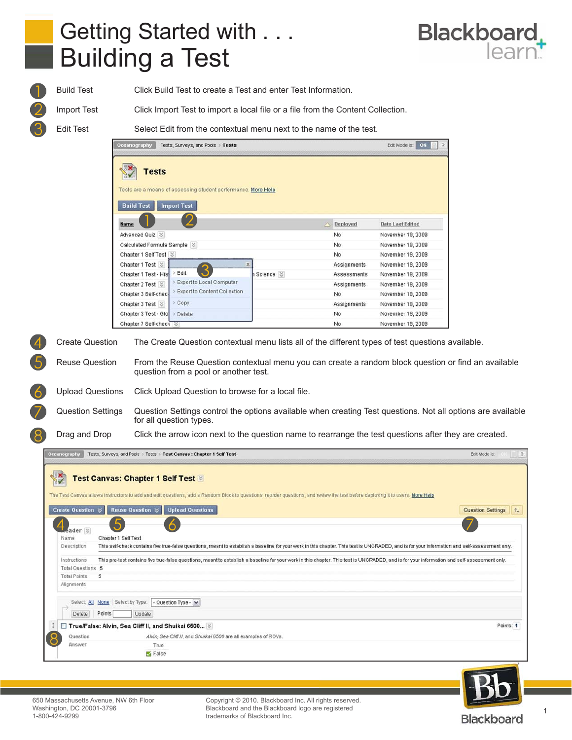# Getting Started with . . . Building a Test

1. **Build Test** — Click Build Test to create a Test and enter Test Information.
2. **Import Test** — Click Import Test to import a local file or a file from the Content Collection.
3. **Edit Test** — Select Edit from the contextual menu next to the name of the test.

4. **Create Question** — The Create Question contextual menu lists all of the different types of test questions available.
5. **Reuse Question** — From the Reuse Question contextual menu you can create a random block question or find an available question from a pool or another test.
6. **Upload Questions** — Click Upload Question to browse for a local file.
7. **Question Settings** — Question Settings control the options available when creating Test questions. Not all options are available for all question types.
8. **Drag and Drop** — Click the arrow icon next to the question name to rearrange the test questions after they are created.

650 Massachusetts Avenue, NW 6th Floor
Washington, DC 20001-3796
1-800-424-9299

Copyright © 2010. Blackboard Inc. All rights reserved.
Blackboard and the Blackboard logo are registered trademarks of Blackboard Inc.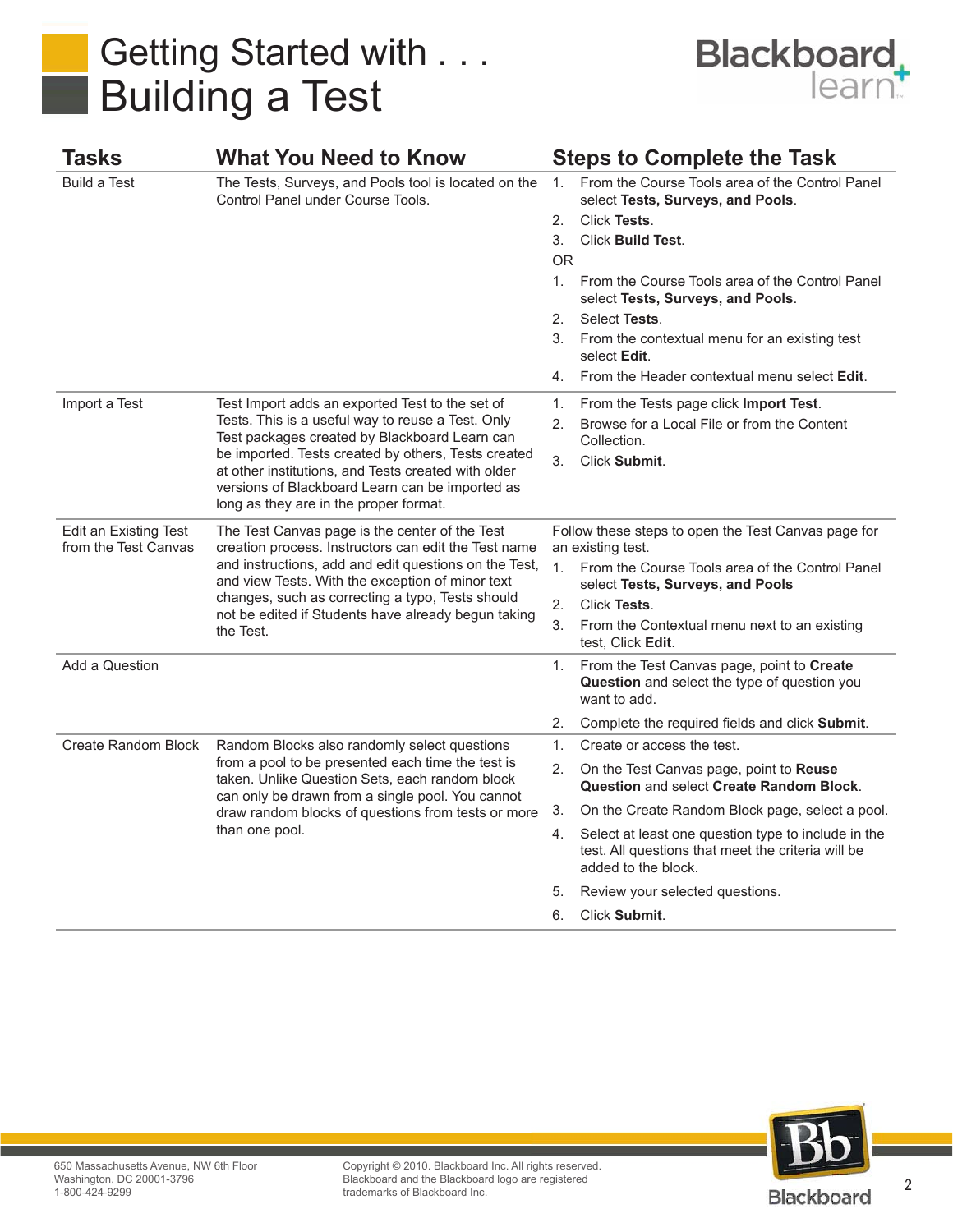# Getting Started with . . . Building a Test

| Tasks | What You Need to Know | Steps to Complete the Task |
|---|---|---|
| Build a Test | The Tests, Surveys, and Pools tool is located on the Control Panel under Course Tools. | 1. From the Course Tools area of the Control Panel select **Tests, Surveys, and Pools**.<br>2. Click **Tests**.<br>3. Click **Build Test**.<br>OR<br>1. From the Course Tools area of the Control Panel select **Tests, Surveys, and Pools**.<br>2. Select **Tests**.<br>3. From the contextual menu for an existing test select **Edit**.<br>4. From the Header contextual menu select **Edit**. |
| Import a Test | Test Import adds an exported Test to the set of Tests. This is a useful way to reuse a Test. Only Test packages created by Blackboard Learn can be imported. Tests created by others, Tests created at other institutions, and Tests created with older versions of Blackboard Learn can be imported as long as they are in the proper format. | 1. From the Tests page click **Import Test**.<br>2. Browse for a Local File or from the Content Collection.<br>3. Click **Submit**. |
| Edit an Existing Test from the Test Canvas | The Test Canvas page is the center of the Test creation process. Instructors can edit the Test name and instructions, add and edit questions on the Test, and view Tests. With the exception of minor text changes, such as correcting a typo, Tests should not be edited if Students have already begun taking the Test. | Follow these steps to open the Test Canvas page for an existing test.<br>1. From the Course Tools area of the Control Panel select **Tests, Surveys, and Pools**<br>2. Click **Tests**.<br>3. From the Contextual menu next to an existing test, Click **Edit**. |
| Add a Question | | 1. From the Test Canvas page, point to **Create Question** and select the type of question you want to add.<br>2. Complete the required fields and click **Submit**. |
| Create Random Block | Random Blocks also randomly select questions from a pool to be presented each time the test is taken. Unlike Question Sets, each random block can only be drawn from a single pool. You cannot draw random blocks of questions from tests or more than one pool. | 1. Create or access the test.<br>2. On the Test Canvas page, point to **Reuse Question** and select **Create Random Block**.<br>3. On the Create Random Block page, select a pool.<br>4. Select at least one question type to include in the test. All questions that meet the criteria will be added to the block.<br>5. Review your selected questions.<br>6. Click **Submit**. |

650 Massachusetts Avenue, NW 6th Floor
Washington, DC 20001-3796
1-800-424-9299

Copyright © 2010. Blackboard Inc. All rights reserved.
Blackboard and the Blackboard logo are registered trademarks of Blackboard Inc.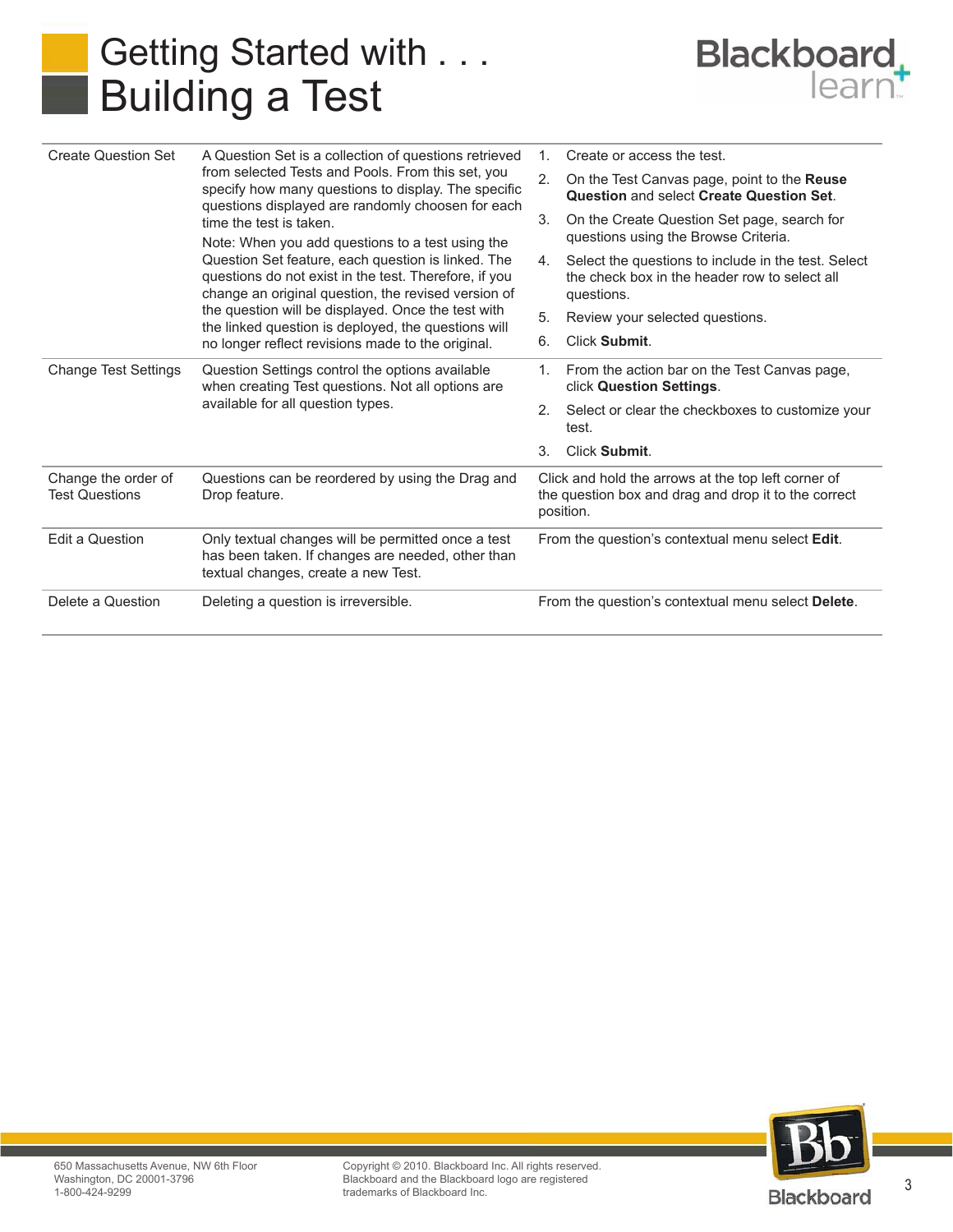# Getting Started with . . . Building a Test

| | | |
|---|---|---|
| Create Question Set | A Question Set is a collection of questions retrieved from selected Tests and Pools. From this set, you specify how many questions to display. The specific questions displayed are randomly choosen for each time the test is taken.<br><br>Note: When you add questions to a test using the Question Set feature, each question is linked. The questions do not exist in the test. Therefore, if you change an original question, the revised version of the question will be displayed. Once the test with the linked question is deployed, the questions will no longer reflect revisions made to the original. | 1. Create or access the test.<br>2. On the Test Canvas page, point to the **Reuse Question** and select **Create Question Set**.<br>3. On the Create Question Set page, search for questions using the Browse Criteria.<br>4. Select the questions to include in the test. Select the check box in the header row to select all questions.<br>5. Review your selected questions.<br>6. Click **Submit**. |
| Change Test Settings | Question Settings control the options available when creating Test questions. Not all options are available for all question types. | 1. From the action bar on the Test Canvas page, click **Question Settings**.<br>2. Select or clear the checkboxes to customize your test.<br>3. Click **Submit**. |
| Change the order of Test Questions | Questions can be reordered by using the Drag and Drop feature. | Click and hold the arrows at the top left corner of the question box and drag and drop it to the correct position. |
| Edit a Question | Only textual changes will be permitted once a test has been taken. If changes are needed, other than textual changes, create a new Test. | From the question's contextual menu select **Edit**. |
| Delete a Question | Deleting a question is irreversible. | From the question's contextual menu select **Delete**. |

650 Massachusetts Avenue, NW 6th Floor
Washington, DC 20001-3796
1-800-424-9299

Copyright © 2010. Blackboard Inc. All rights reserved.
Blackboard and the Blackboard logo are registered trademarks of Blackboard Inc.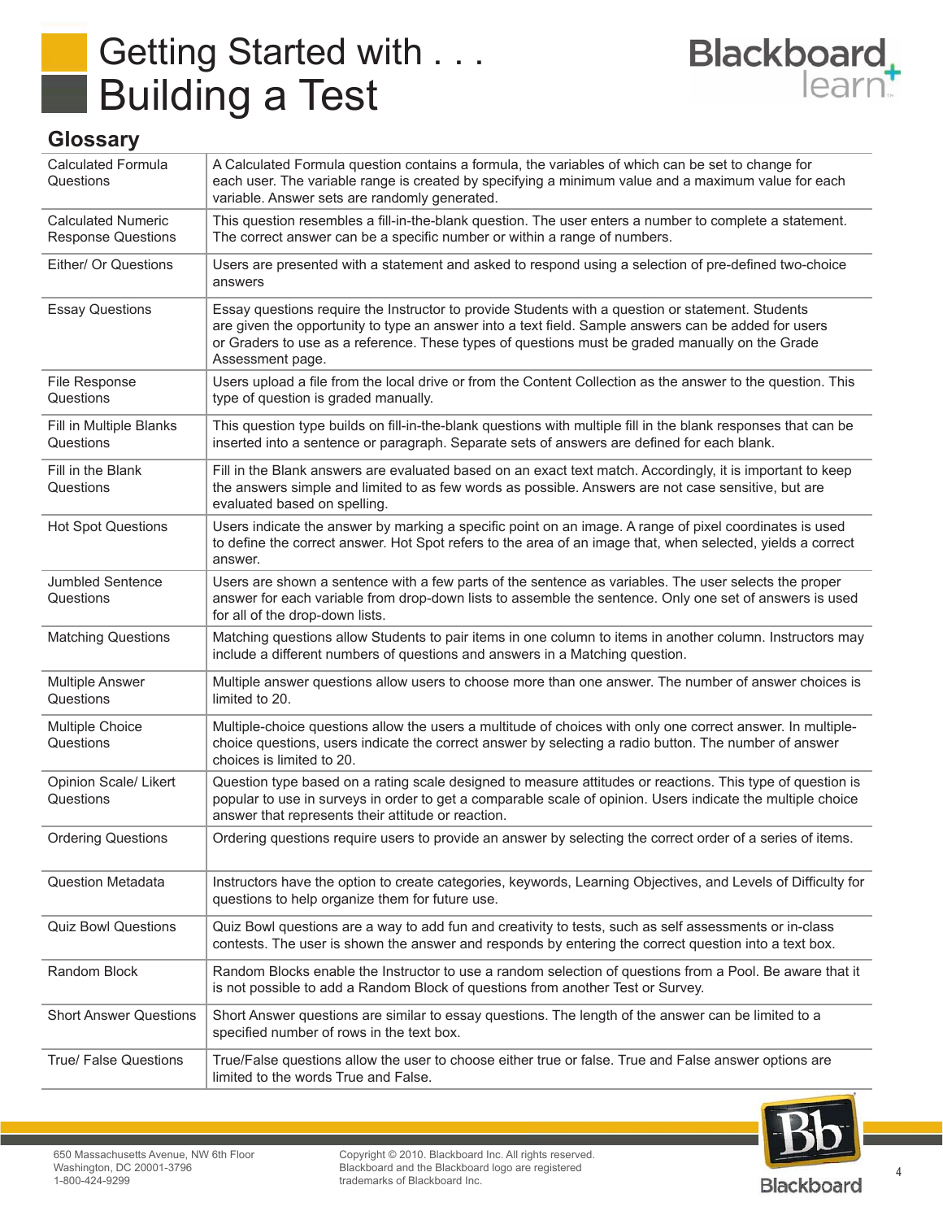# Getting Started with . . . Building a Test

## Glossary

| | |
|---|---|
| Calculated Formula Questions | A Calculated Formula question contains a formula, the variables of which can be set to change for each user. The variable range is created by specifying a minimum value and a maximum value for each variable. Answer sets are randomly generated. |
| Calculated Numeric Response Questions | This question resembles a fill-in-the-blank question. The user enters a number to complete a statement. The correct answer can be a specific number or within a range of numbers. |
| Either/ Or Questions | Users are presented with a statement and asked to respond using a selection of pre-defined two-choice answers |
| Essay Questions | Essay questions require the Instructor to provide Students with a question or statement. Students are given the opportunity to type an answer into a text field. Sample answers can be added for users or Graders to use as a reference. These types of questions must be graded manually on the Grade Assessment page. |
| File Response Questions | Users upload a file from the local drive or from the Content Collection as the answer to the question. This type of question is graded manually. |
| Fill in Multiple Blanks Questions | This question type builds on fill-in-the-blank questions with multiple fill in the blank responses that can be inserted into a sentence or paragraph. Separate sets of answers are defined for each blank. |
| Fill in the Blank Questions | Fill in the Blank answers are evaluated based on an exact text match. Accordingly, it is important to keep the answers simple and limited to as few words as possible. Answers are not case sensitive, but are evaluated based on spelling. |
| Hot Spot Questions | Users indicate the answer by marking a specific point on an image. A range of pixel coordinates is used to define the correct answer. Hot Spot refers to the area of an image that, when selected, yields a correct answer. |
| Jumbled Sentence Questions | Users are shown a sentence with a few parts of the sentence as variables. The user selects the proper answer for each variable from drop-down lists to assemble the sentence. Only one set of answers is used for all of the drop-down lists. |
| Matching Questions | Matching questions allow Students to pair items in one column to items in another column. Instructors may include a different numbers of questions and answers in a Matching question. |
| Multiple Answer Questions | Multiple answer questions allow users to choose more than one answer. The number of answer choices is limited to 20. |
| Multiple Choice Questions | Multiple-choice questions allow the users a multitude of choices with only one correct answer. In multiple-choice questions, users indicate the correct answer by selecting a radio button. The number of answer choices is limited to 20. |
| Opinion Scale/ Likert Questions | Question type based on a rating scale designed to measure attitudes or reactions. This type of question is popular to use in surveys in order to get a comparable scale of opinion. Users indicate the multiple choice answer that represents their attitude or reaction. |
| Ordering Questions | Ordering questions require users to provide an answer by selecting the correct order of a series of items. |
| Question Metadata | Instructors have the option to create categories, keywords, Learning Objectives, and Levels of Difficulty for questions to help organize them for future use. |
| Quiz Bowl Questions | Quiz Bowl questions are a way to add fun and creativity to tests, such as self assessments or in-class contests. The user is shown the answer and responds by entering the correct question into a text box. |
| Random Block | Random Blocks enable the Instructor to use a random selection of questions from a Pool. Be aware that it is not possible to add a Random Block of questions from another Test or Survey. |
| Short Answer Questions | Short Answer questions are similar to essay questions. The length of the answer can be limited to a specified number of rows in the text box. |
| True/ False Questions | True/False questions allow the user to choose either true or false. True and False answer options are limited to the words True and False. |

650 Massachusetts Avenue, NW 6th Floor
Washington, DC 20001-3796
1-800-424-9299

Copyright © 2010. Blackboard Inc. All rights reserved.
Blackboard and the Blackboard logo are registered trademarks of Blackboard Inc.